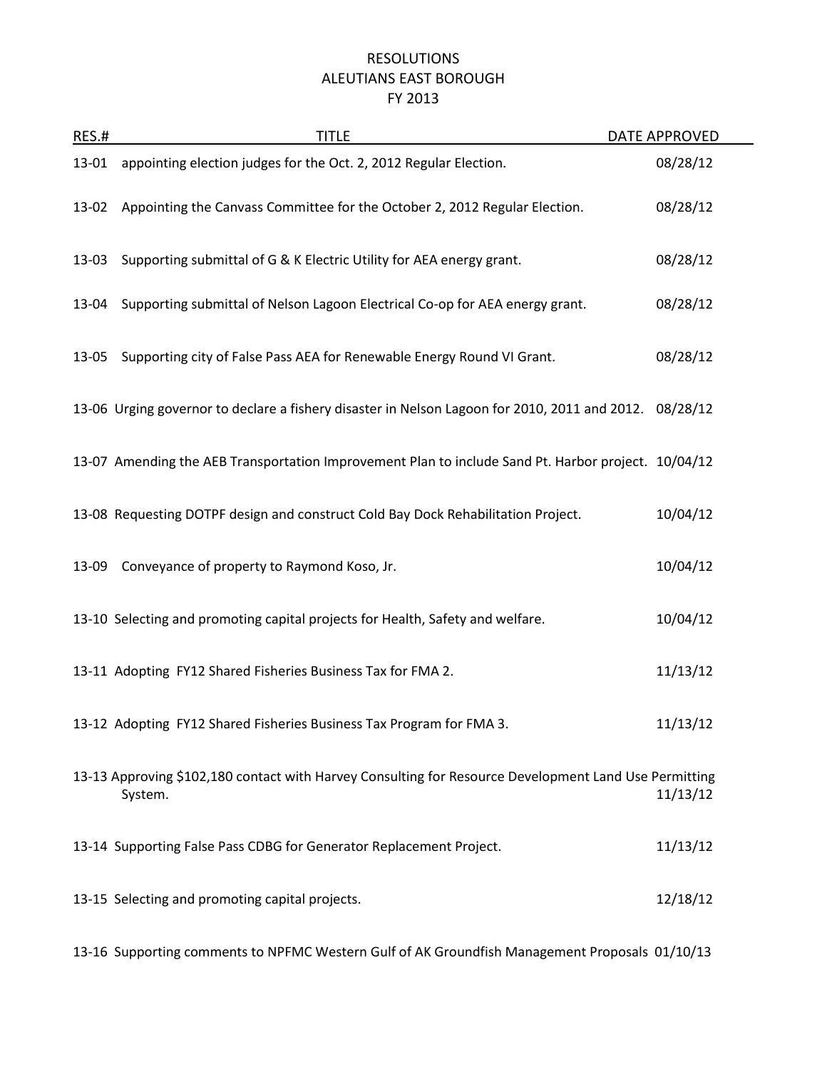# RESOLUTIONS
# ALEUTIANS EAST BOROUGH
# FY 2013

| RES.# | TITLE | DATE APPROVED |
|---|---|---|
| 13-01 | appointing election judges for the Oct. 2, 2012 Regular Election. | 08/28/12 |
| 13-02 | Appointing the Canvass Committee for the October 2, 2012 Regular Election. | 08/28/12 |
| 13-03 | Supporting submittal of G & K Electric Utility for AEA energy grant. | 08/28/12 |
| 13-04 | Supporting submittal of Nelson Lagoon Electrical Co-op for AEA energy grant. | 08/28/12 |
| 13-05 | Supporting city of False Pass AEA for Renewable Energy Round VI Grant. | 08/28/12 |
| 13-06 | Urging governor to declare a fishery disaster in Nelson Lagoon for 2010, 2011 and 2012. | 08/28/12 |
| 13-07 | Amending the AEB Transportation Improvement Plan to include Sand Pt. Harbor project. | 10/04/12 |
| 13-08 | Requesting DOTPF design and construct Cold Bay Dock Rehabilitation Project. | 10/04/12 |
| 13-09 | Conveyance of property to Raymond Koso, Jr. | 10/04/12 |
| 13-10 | Selecting and promoting capital projects for Health, Safety and welfare. | 10/04/12 |
| 13-11 | Adopting FY12 Shared Fisheries Business Tax for FMA 2. | 11/13/12 |
| 13-12 | Adopting FY12 Shared Fisheries Business Tax Program for FMA 3. | 11/13/12 |
| 13-13 | Approving $102,180 contact with Harvey Consulting for Resource Development Land Use Permitting System. | 11/13/12 |
| 13-14 | Supporting False Pass CDBG for Generator Replacement Project. | 11/13/12 |
| 13-15 | Selecting and promoting capital projects. | 12/18/12 |
| 13-16 | Supporting comments to NPFMC Western Gulf of AK Groundfish Management Proposals | 01/10/13 |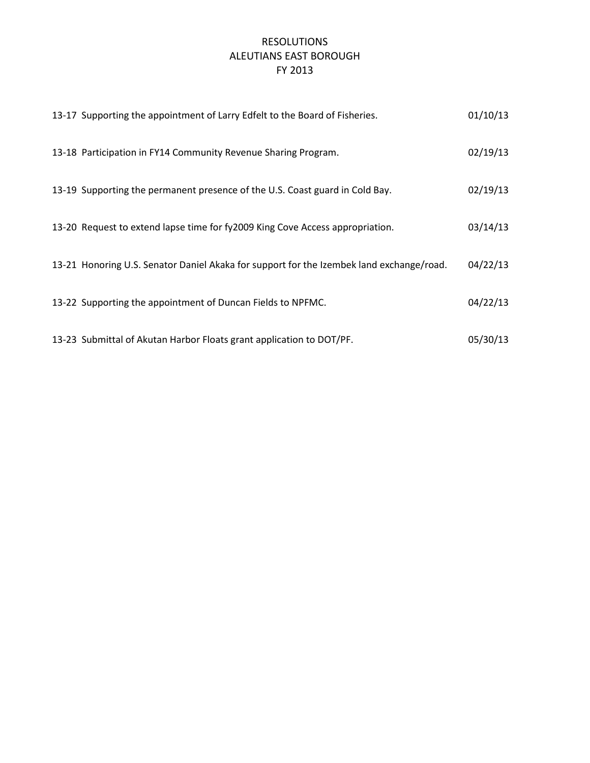# RESOLUTIONS
# ALEUTIANS EAST BOROUGH
# FY 2013

| | |
|---|---|
| 13-17 Supporting the appointment of Larry Edfelt to the Board of Fisheries. | 01/10/13 |
| 13-18 Participation in FY14 Community Revenue Sharing Program. | 02/19/13 |
| 13-19 Supporting the permanent presence of the U.S. Coast guard in Cold Bay. | 02/19/13 |
| 13-20 Request to extend lapse time for fy2009 King Cove Access appropriation. | 03/14/13 |
| 13-21 Honoring U.S. Senator Daniel Akaka for support for the Izembek land exchange/road. | 04/22/13 |
| 13-22 Supporting the appointment of Duncan Fields to NPFMC. | 04/22/13 |
| 13-23 Submittal of Akutan Harbor Floats grant application to DOT/PF. | 05/30/13 |